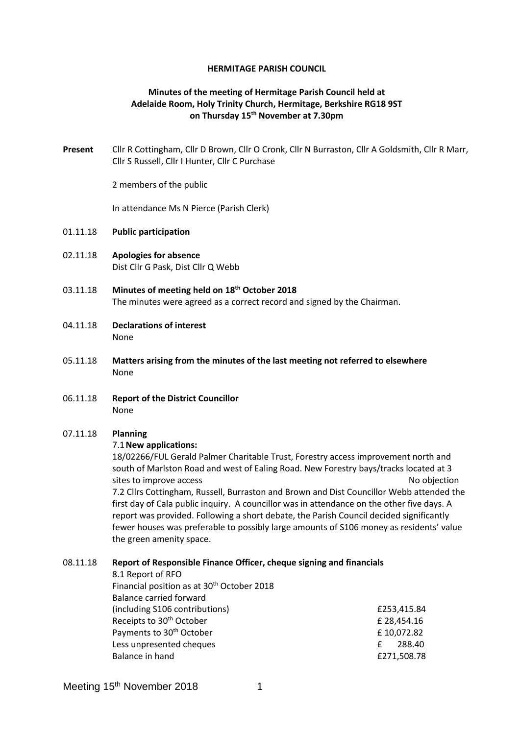**HERMITAGE PARISH COUNCIL**

**Minutes of the meeting of Hermitage Parish Council held at Adelaide Room, Holy Trinity Church, Hermitage, Berkshire RG18 9ST on Thursday 15th November at 7.30pm**

**Present** Cllr R Cottingham, Cllr D Brown, Cllr O Cronk, Cllr N Burraston, Cllr A Goldsmith, Cllr R Marr, Cllr S Russell, Cllr I Hunter, Cllr C Purchase

2 members of the public

In attendance Ms N Pierce (Parish Clerk)

01.11.18 **Public participation**

02.11.18 **Apologies for absence**
Dist Cllr G Pask, Dist Cllr Q Webb

03.11.18 **Minutes of meeting held on 18th October 2018**
The minutes were agreed as a correct record and signed by the Chairman.

04.11.18 **Declarations of interest**
None

05.11.18 **Matters arising from the minutes of the last meeting not referred to elsewhere**
None

06.11.18 **Report of the District Councillor**
None

07.11.18 **Planning**

7.1 **New applications:**

18/02266/FUL Gerald Palmer Charitable Trust, Forestry access improvement north and south of Marlston Road and west of Ealing Road. New Forestry bays/tracks located at 3 sites to improve access — No objection

7.2 Cllrs Cottingham, Russell, Burraston and Brown and Dist Councillor Webb attended the first day of Cala public inquiry. A councillor was in attendance on the other five days. A report was provided. Following a short debate, the Parish Council decided significantly fewer houses was preferable to possibly large amounts of S106 money as residents' value the green amenity space.

08.11.18 **Report of Responsible Finance Officer, cheque signing and financials**

8.1 Report of RFO

Financial position as at 30th October 2018

| | |
|---|---|
| Balance carried forward (including S106 contributions) | £253,415.84 |
| Receipts to 30th October | £ 28,454.16 |
| Payments to 30th October | £ 10,072.82 |
| Less unpresented cheques | £ 288.40 |
| Balance in hand | £271,508.78 |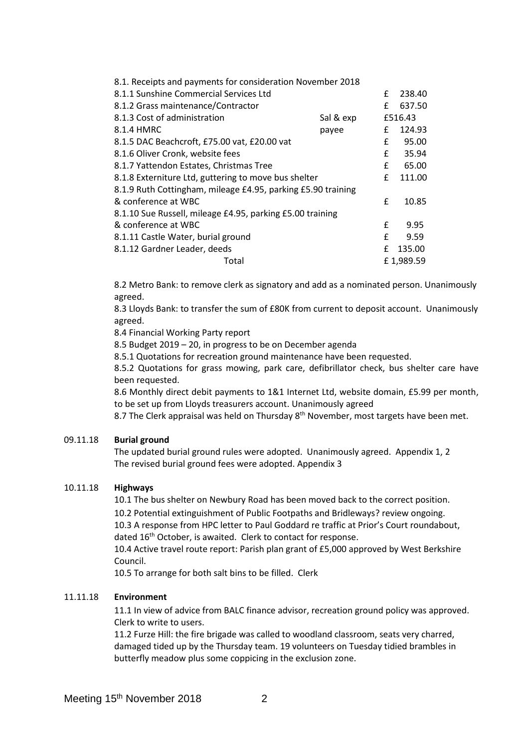| 8.1. Receipts and payments for consideration November 2018 | | |
|---|---|---|
| 8.1.1 Sunshine Commercial Services Ltd | | £ 238.40 |
| 8.1.2 Grass maintenance/Contractor | | £ 637.50 |
| 8.1.3 Cost of administration | Sal & exp | £516.43 |
| 8.1.4 HMRC | payee | £ 124.93 |
| 8.1.5 DAC Beachcroft, £75.00 vat, £20.00 vat | | £ 95.00 |
| 8.1.6 Oliver Cronk, website fees | | £ 35.94 |
| 8.1.7 Yattendon Estates, Christmas Tree | | £ 65.00 |
| 8.1.8 Externiture Ltd, guttering to move bus shelter | | £ 111.00 |
| 8.1.9 Ruth Cottingham, mileage £4.95, parking £5.90 training & conference at WBC | | £ 10.85 |
| 8.1.10 Sue Russell, mileage £4.95, parking £5.00 training & conference at WBC | | £ 9.95 |
| 8.1.11 Castle Water, burial ground | | £ 9.59 |
| 8.1.12 Gardner Leader, deeds | | £ 135.00 |
| Total | | £ 1,989.59 |

8.2 Metro Bank: to remove clerk as signatory and add as a nominated person. Unanimously agreed.

8.3 Lloyds Bank: to transfer the sum of £80K from current to deposit account. Unanimously agreed.

8.4 Financial Working Party report

8.5 Budget 2019 – 20, in progress to be on December agenda

8.5.1 Quotations for recreation ground maintenance have been requested.

8.5.2 Quotations for grass mowing, park care, defibrillator check, bus shelter care have been requested.

8.6 Monthly direct debit payments to 1&1 Internet Ltd, website domain, £5.99 per month, to be set up from Lloyds treasurers account. Unanimously agreed

8.7 The Clerk appraisal was held on Thursday 8th November, most targets have been met.

09.11.18 **Burial ground**

The updated burial ground rules were adopted. Unanimously agreed. Appendix 1, 2
The revised burial ground fees were adopted. Appendix 3

10.11.18 **Highways**

10.1 The bus shelter on Newbury Road has been moved back to the correct position.

10.2 Potential extinguishment of Public Footpaths and Bridleways? review ongoing.

10.3 A response from HPC letter to Paul Goddard re traffic at Prior's Court roundabout, dated 16th October, is awaited. Clerk to contact for response.

10.4 Active travel route report: Parish plan grant of £5,000 approved by West Berkshire Council.

10.5 To arrange for both salt bins to be filled. Clerk

11.11.18 **Environment**

11.1 In view of advice from BALC finance advisor, recreation ground policy was approved. Clerk to write to users.

11.2 Furze Hill: the fire brigade was called to woodland classroom, seats very charred, damaged tided up by the Thursday team. 19 volunteers on Tuesday tidied brambles in butterfly meadow plus some coppicing in the exclusion zone.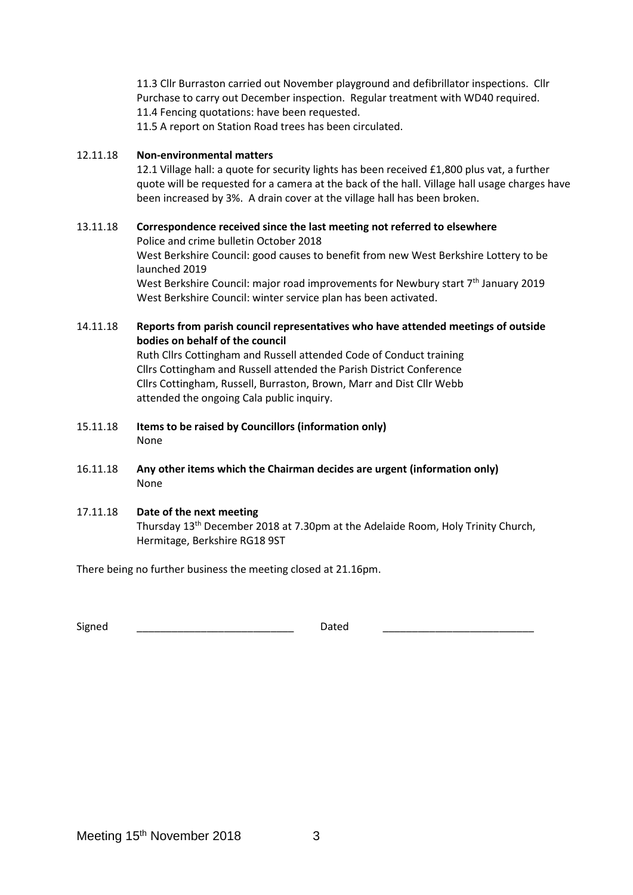11.3 Cllr Burraston carried out November playground and defibrillator inspections. Cllr Purchase to carry out December inspection. Regular treatment with WD40 required.
11.4 Fencing quotations: have been requested.
11.5 A report on Station Road trees has been circulated.

12.11.18 **Non-environmental matters**

12.1 Village hall: a quote for security lights has been received £1,800 plus vat, a further quote will be requested for a camera at the back of the hall. Village hall usage charges have been increased by 3%. A drain cover at the village hall has been broken.

13.11.18 **Correspondence received since the last meeting not referred to elsewhere**

Police and crime bulletin October 2018
West Berkshire Council: good causes to benefit from new West Berkshire Lottery to be launched 2019
West Berkshire Council: major road improvements for Newbury start 7th January 2019
West Berkshire Council: winter service plan has been activated.

14.11.18 **Reports from parish council representatives who have attended meetings of outside bodies on behalf of the council**

Ruth Cllrs Cottingham and Russell attended Code of Conduct training
Cllrs Cottingham and Russell attended the Parish District Conference
Cllrs Cottingham, Russell, Burraston, Brown, Marr and Dist Cllr Webb attended the ongoing Cala public inquiry.

15.11.18 **Items to be raised by Councillors (information only)**

None

16.11.18 **Any other items which the Chairman decides are urgent (information only)**

None

17.11.18 **Date of the next meeting**

Thursday 13th December 2018 at 7.30pm at the Adelaide Room, Holy Trinity Church, Hermitage, Berkshire RG18 9ST

There being no further business the meeting closed at 21.16pm.

Signed ___________________________ Dated ___________________________

Meeting 15th November 2018